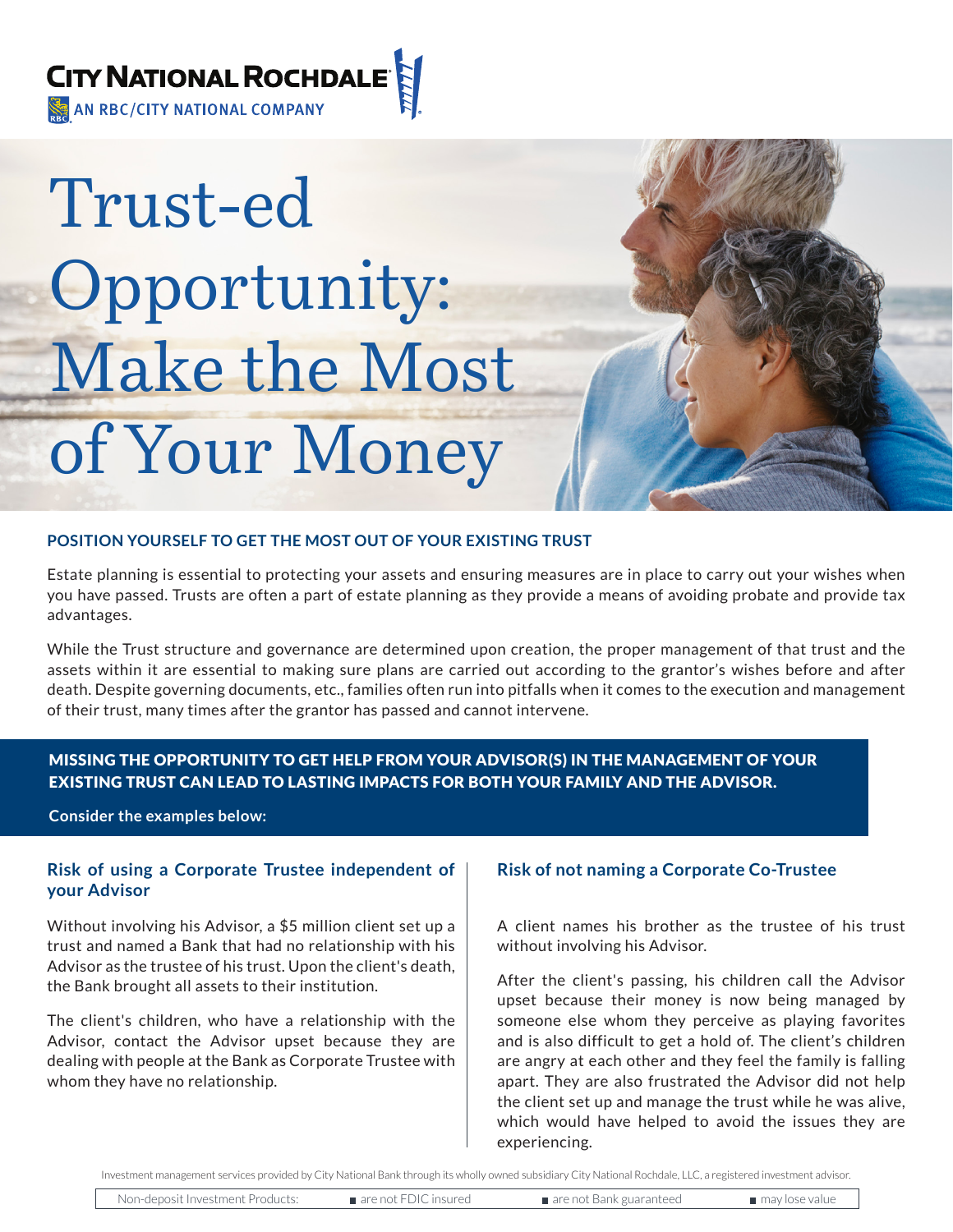CITY NATIONAL ROCHDALE
AN RBC/CITY NATIONAL COMPANY

# Trust-ed Opportunity: Make the Most of Your Money

## POSITION YOURSELF TO GET THE MOST OUT OF YOUR EXISTING TRUST

Estate planning is essential to protecting your assets and ensuring measures are in place to carry out your wishes when you have passed. Trusts are often a part of estate planning as they provide a means of avoiding probate and provide tax advantages.

While the Trust structure and governance are determined upon creation, the proper management of that trust and the assets within it are essential to making sure plans are carried out according to the grantor's wishes before and after death. Despite governing documents, etc., families often run into pitfalls when it comes to the execution and management of their trust, many times after the grantor has passed and cannot intervene.

**MISSING THE OPPORTUNITY TO GET HELP FROM YOUR ADVISOR(S) IN THE MANAGEMENT OF YOUR EXISTING TRUST CAN LEAD TO LASTING IMPACTS FOR BOTH YOUR FAMILY AND THE ADVISOR.**

**Consider the examples below:**

### Risk of using a Corporate Trustee independent of your Advisor

Without involving his Advisor, a $5 million client set up a trust and named a Bank that had no relationship with his Advisor as the trustee of his trust. Upon the client's death, the Bank brought all assets to their institution.

The client's children, who have a relationship with the Advisor, contact the Advisor upset because they are dealing with people at the Bank as Corporate Trustee with whom they have no relationship.

### Risk of not naming a Corporate Co-Trustee

A client names his brother as the trustee of his trust without involving his Advisor.

After the client's passing, his children call the Advisor upset because their money is now being managed by someone else whom they perceive as playing favorites and is also difficult to get a hold of. The client's children are angry at each other and they feel the family is falling apart. They are also frustrated the Advisor did not help the client set up and manage the trust while he was alive, which would have helped to avoid the issues they are experiencing.

Investment management services provided by City National Bank through its wholly owned subsidiary City National Rochdale, LLC, a registered investment advisor.

| Non-deposit Investment Products: | are not FDIC insured | are not Bank guaranteed | may lose value |
|---|---|---|---|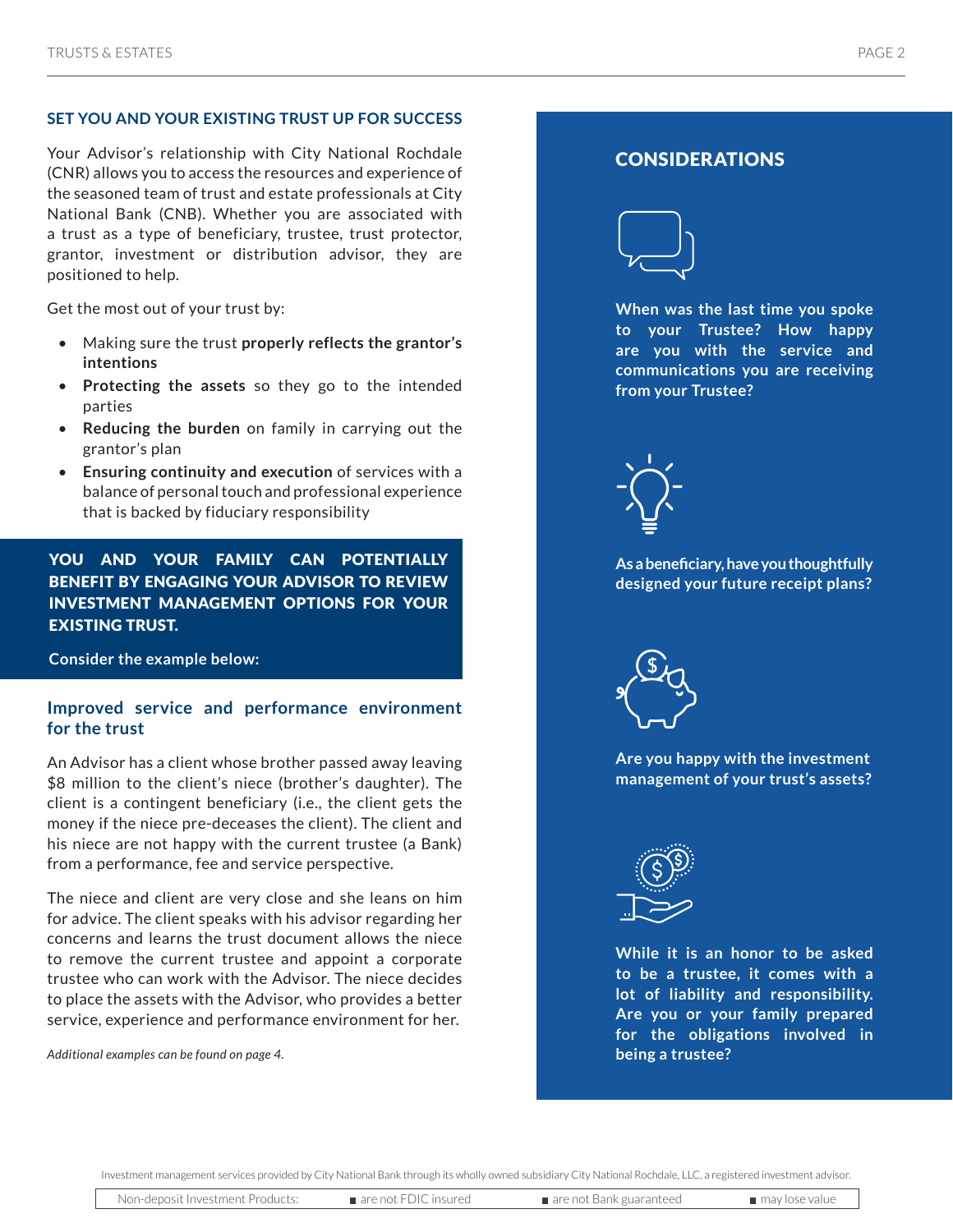## SET YOU AND YOUR EXISTING TRUST UP FOR SUCCESS

Your Advisor's relationship with City National Rochdale (CNR) allows you to access the resources and experience of the seasoned team of trust and estate professionals at City National Bank (CNB). Whether you are associated with a trust as a type of beneficiary, trustee, trust protector, grantor, investment or distribution advisor, they are positioned to help.

Get the most out of your trust by:

- Making sure the trust **properly reflects the grantor's intentions**
- **Protecting the assets** so they go to the intended parties
- **Reducing the burden** on family in carrying out the grantor's plan
- **Ensuring continuity and execution** of services with a balance of personal touch and professional experience that is backed by fiduciary responsibility

**YOU AND YOUR FAMILY CAN POTENTIALLY BENEFIT BY ENGAGING YOUR ADVISOR TO REVIEW INVESTMENT MANAGEMENT OPTIONS FOR YOUR EXISTING TRUST.**

**Consider the example below:**

### Improved service and performance environment for the trust

An Advisor has a client whose brother passed away leaving $8 million to the client's niece (brother's daughter). The client is a contingent beneficiary (i.e., the client gets the money if the niece pre-deceases the client). The client and his niece are not happy with the current trustee (a Bank) from a performance, fee and service perspective.

The niece and client are very close and she leans on him for advice. The client speaks with his advisor regarding her concerns and learns the trust document allows the niece to remove the current trustee and appoint a corporate trustee who can work with the Advisor. The niece decides to place the assets with the Advisor, who provides a better service, experience and performance environment for her.

*Additional examples can be found on page 4.*

## CONSIDERATIONS

**When was the last time you spoke to your Trustee? How happy are you with the service and communications you are receiving from your Trustee?**

**As a beneficiary, have you thoughtfully designed your future receipt plans?**

**Are you happy with the investment management of your trust's assets?**

**While it is an honor to be asked to be a trustee, it comes with a lot of liability and responsibility. Are you or your family prepared for the obligations involved in being a trustee?**

Investment management services provided by City National Bank through its wholly owned subsidiary City National Rochdale, LLC, a registered investment advisor.

| Non-deposit Investment Products: | are not FDIC insured | are not Bank guaranteed | may lose value |
|---|---|---|---|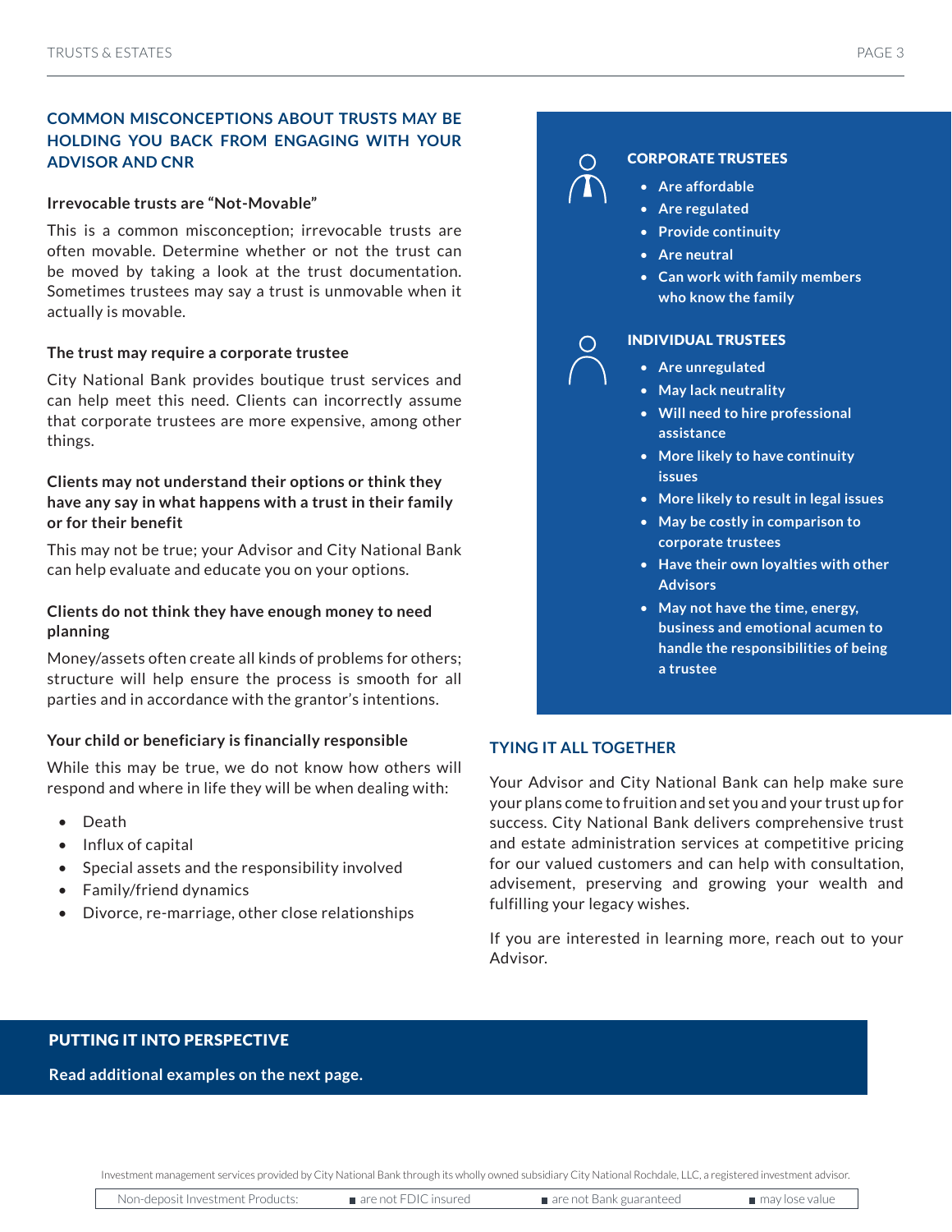## COMMON MISCONCEPTIONS ABOUT TRUSTS MAY BE HOLDING YOU BACK FROM ENGAGING WITH YOUR ADVISOR AND CNR

**Irrevocable trusts are "Not-Movable"**

This is a common misconception; irrevocable trusts are often movable. Determine whether or not the trust can be moved by taking a look at the trust documentation. Sometimes trustees may say a trust is unmovable when it actually is movable.

**The trust may require a corporate trustee**

City National Bank provides boutique trust services and can help meet this need. Clients can incorrectly assume that corporate trustees are more expensive, among other things.

**Clients may not understand their options or think they have any say in what happens with a trust in their family or for their benefit**

This may not be true; your Advisor and City National Bank can help evaluate and educate you on your options.

**Clients do not think they have enough money to need planning**

Money/assets often create all kinds of problems for others; structure will help ensure the process is smooth for all parties and in accordance with the grantor's intentions.

**Your child or beneficiary is financially responsible**

While this may be true, we do not know how others will respond and where in life they will be when dealing with:

- Death
- Influx of capital
- Special assets and the responsibility involved
- Family/friend dynamics
- Divorce, re-marriage, other close relationships

### CORPORATE TRUSTEES

- Are affordable
- Are regulated
- Provide continuity
- Are neutral
- Can work with family members who know the family

### INDIVIDUAL TRUSTEES

- Are unregulated
- May lack neutrality
- Will need to hire professional assistance
- More likely to have continuity issues
- More likely to result in legal issues
- May be costly in comparison to corporate trustees
- Have their own loyalties with other Advisors
- May not have the time, energy, business and emotional acumen to handle the responsibilities of being a trustee

## TYING IT ALL TOGETHER

Your Advisor and City National Bank can help make sure your plans come to fruition and set you and your trust up for success. City National Bank delivers comprehensive trust and estate administration services at competitive pricing for our valued customers and can help with consultation, advisement, preserving and growing your wealth and fulfilling your legacy wishes.

If you are interested in learning more, reach out to your Advisor.

**PUTTING IT INTO PERSPECTIVE**

**Read additional examples on the next page.**

Investment management services provided by City National Bank through its wholly owned subsidiary City National Rochdale, LLC, a registered investment advisor.

Non-deposit Investment Products: ■ are not FDIC insured ■ are not Bank guaranteed ■ may lose value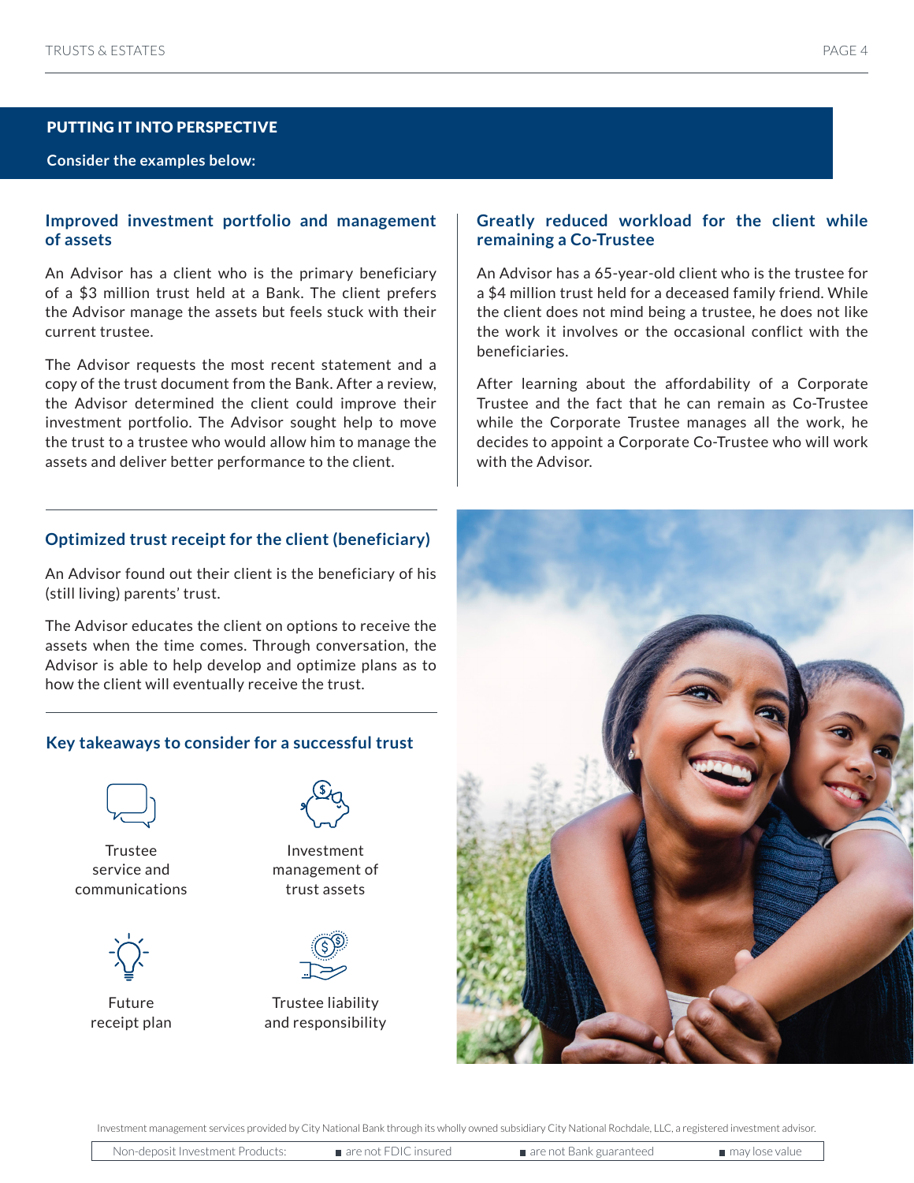## PUTTING IT INTO PERSPECTIVE

**Consider the examples below:**

### Improved investment portfolio and management of assets

An Advisor has a client who is the primary beneficiary of a $3 million trust held at a Bank. The client prefers the Advisor manage the assets but feels stuck with their current trustee.

The Advisor requests the most recent statement and a copy of the trust document from the Bank. After a review, the Advisor determined the client could improve their investment portfolio. The Advisor sought help to move the trust to a trustee who would allow him to manage the assets and deliver better performance to the client.

### Greatly reduced workload for the client while remaining a Co-Trustee

An Advisor has a 65-year-old client who is the trustee for a $4 million trust held for a deceased family friend. While the client does not mind being a trustee, he does not like the work it involves or the occasional conflict with the beneficiaries.

After learning about the affordability of a Corporate Trustee and the fact that he can remain as Co-Trustee while the Corporate Trustee manages all the work, he decides to appoint a Corporate Co-Trustee who will work with the Advisor.

### Optimized trust receipt for the client (beneficiary)

An Advisor found out their client is the beneficiary of his (still living) parents' trust.

The Advisor educates the client on options to receive the assets when the time comes. Through conversation, the Advisor is able to help develop and optimize plans as to how the client will eventually receive the trust.

### Key takeaways to consider for a successful trust

- Trustee service and communications
- Investment management of trust assets
- Future receipt plan
- Trustee liability and responsibility

Investment management services provided by City National Bank through its wholly owned subsidiary City National Rochdale, LLC, a registered investment advisor.

Non-deposit Investment Products: ■ are not FDIC insured ■ are not Bank guaranteed ■ may lose value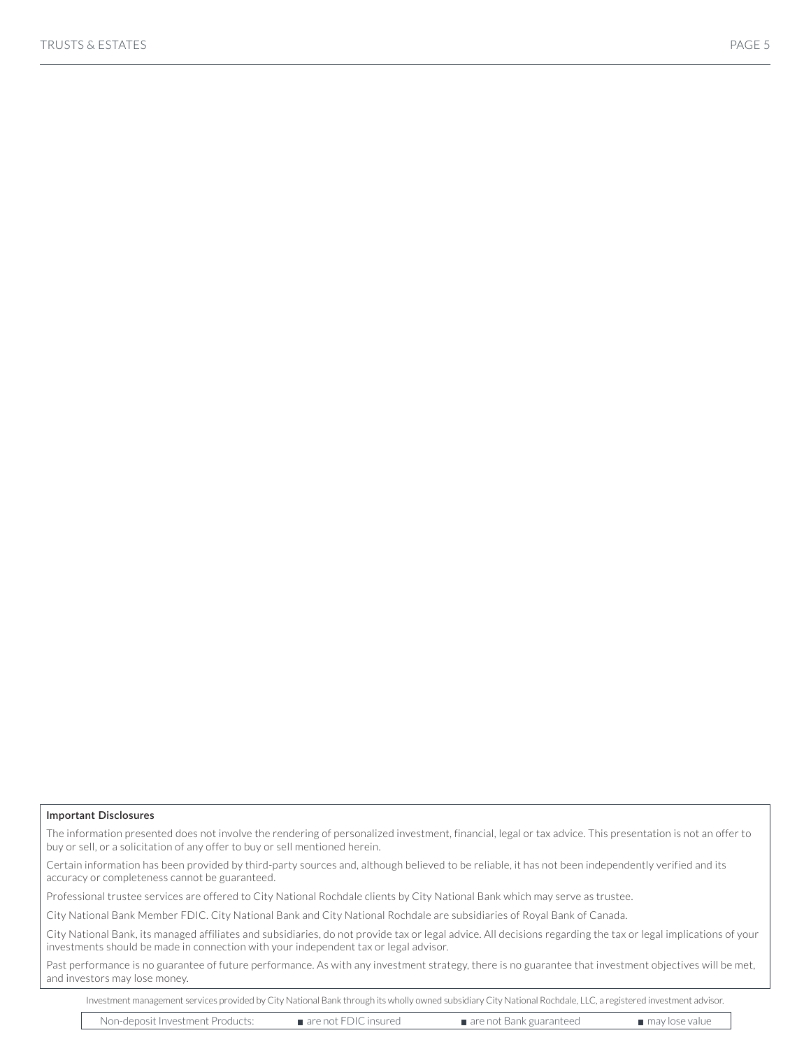**Important Disclosures**

The information presented does not involve the rendering of personalized investment, financial, legal or tax advice. This presentation is not an offer to buy or sell, or a solicitation of any offer to buy or sell mentioned herein.

Certain information has been provided by third-party sources and, although believed to be reliable, it has not been independently verified and its accuracy or completeness cannot be guaranteed.

Professional trustee services are offered to City National Rochdale clients by City National Bank which may serve as trustee.

City National Bank Member FDIC. City National Bank and City National Rochdale are subsidiaries of Royal Bank of Canada.

City National Bank, its managed affiliates and subsidiaries, do not provide tax or legal advice. All decisions regarding the tax or legal implications of your investments should be made in connection with your independent tax or legal advisor.

Past performance is no guarantee of future performance. As with any investment strategy, there is no guarantee that investment objectives will be met, and investors may lose money.

Investment management services provided by City National Bank through its wholly owned subsidiary City National Rochdale, LLC, a registered investment advisor.

| | | | |
|---|---|---|---|
| Non-deposit Investment Products: | ■ are not FDIC insured | ■ are not Bank guaranteed | ■ may lose value |